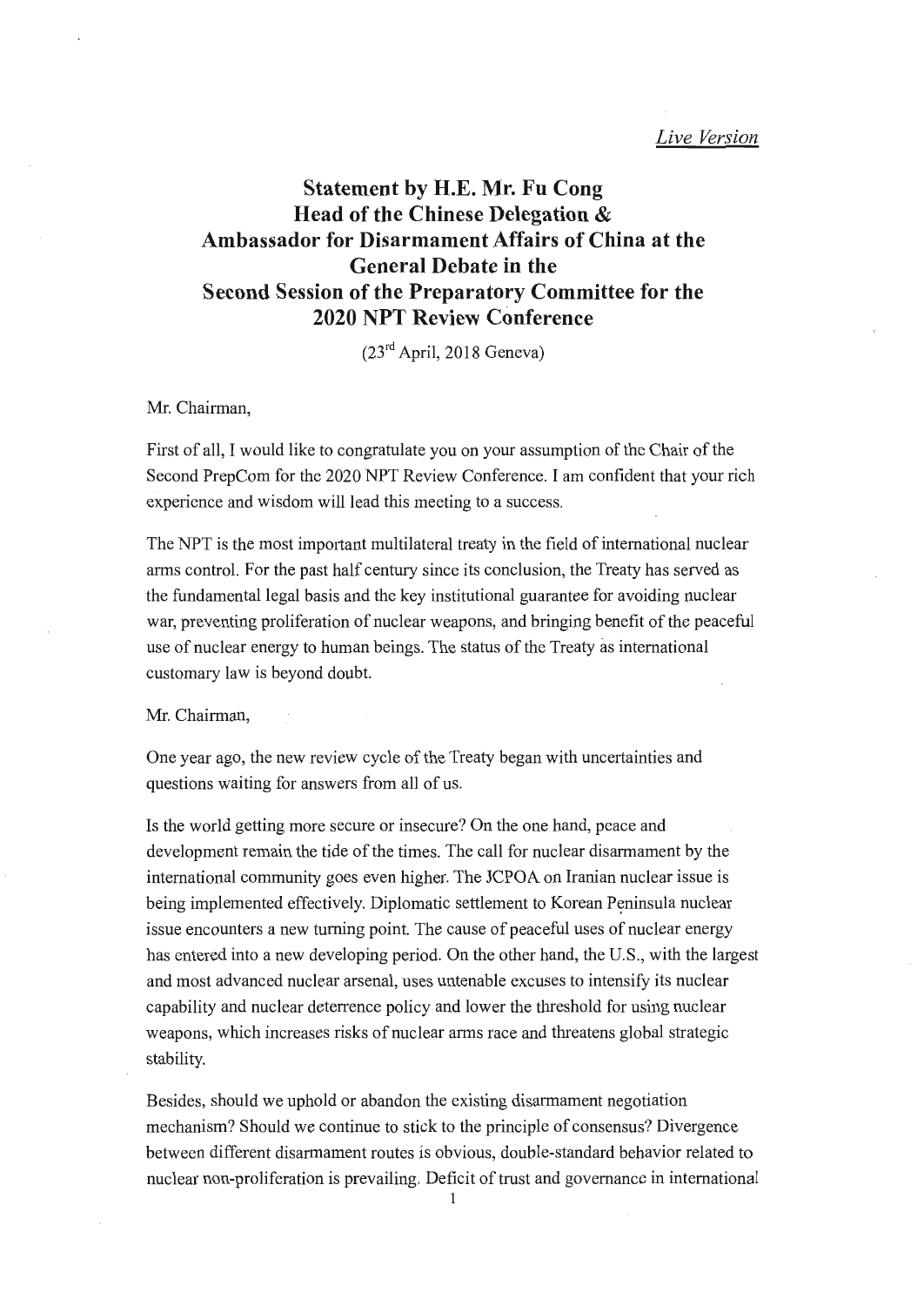*Live Version*

# Statement by H.E. Mr. Fu Cong Head of the Chinese Delegation & Ambassador for Disarmament Affairs of China at the General Debate in the Second Session of the Preparatory Committee for the 2020 NPT Review Conference

(23rd April, 2018 Geneva)

Mr. Chairman,

First of all, I would like to congratulate you on your assumption of the Chair of the Second PrepCom for the 2020 NPT Review Conference. I am confident that your rich experience and wisdom will lead this meeting to a success.

The NPT is the most important multilateral treaty in the field of international nuclear arms control. For the past half century since its conclusion, the Treaty has served as the fundamental legal basis and the key institutional guarantee for avoiding nuclear war, preventing proliferation of nuclear weapons, and bringing benefit of the peaceful use of nuclear energy to human beings. The status of the Treaty as international customary law is beyond doubt.

Mr. Chairman,

One year ago, the new review cycle of the Treaty began with uncertainties and questions waiting for answers from all of us.

Is the world getting more secure or insecure? On the one hand, peace and development remain the tide of the times. The call for nuclear disarmament by the international community goes even higher. The JCPOA on Iranian nuclear issue is being implemented effectively. Diplomatic settlement to Korean Peninsula nuclear issue encounters a new turning point. The cause of peaceful uses of nuclear energy has entered into a new developing period. On the other hand, the U.S., with the largest and most advanced nuclear arsenal, uses untenable excuses to intensify its nuclear capability and nuclear deterrence policy and lower the threshold for using nuclear weapons, which increases risks of nuclear arms race and threatens global strategic stability.

Besides, should we uphold or abandon the existing disarmament negotiation mechanism? Should we continue to stick to the principle of consensus? Divergence between different disarmament routes is obvious, double-standard behavior related to nuclear non-proliferation is prevailing. Deficit of trust and governance in international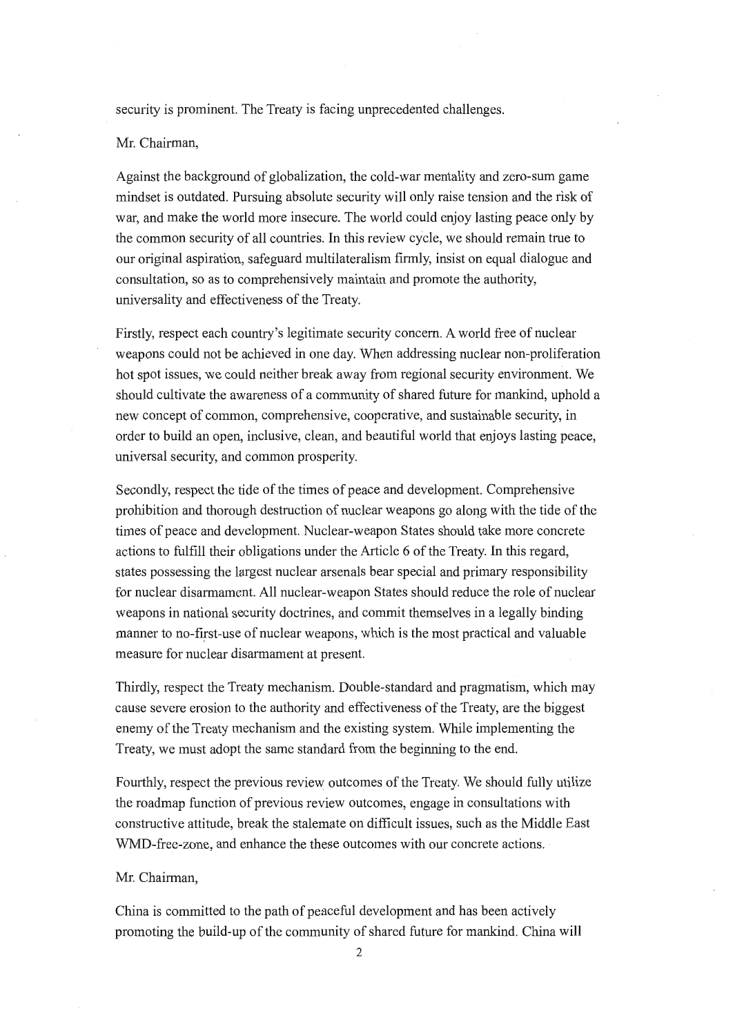security is prominent. The Treaty is facing unprecedented challenges.

Mr. Chairman,

Against the background of globalization, the cold-war mentality and zero-sum game mindset is outdated. Pursuing absolute security will only raise tension and the risk of war, and make the world more insecure. The world could enjoy lasting peace only by the common security of all countries. In this review cycle, we should remain true to our original aspiration, safeguard multilateralism firmly, insist on equal dialogue and consultation, so as to comprehensively maintain and promote the authority, universality and effectiveness of the Treaty.

Firstly, respect each country's legitimate security concern. A world free of nuclear weapons could not be achieved in one day. When addressing nuclear non-proliferation hot spot issues, we could neither break away from regional security environment. We should cultivate the awareness of a community of shared future for mankind, uphold a new concept of common, comprehensive, cooperative, and sustainable security, in order to build an open, inclusive, clean, and beautiful world that enjoys lasting peace, universal security, and common prosperity.

Secondly, respect the tide of the times of peace and development. Comprehensive prohibition and thorough destruction of nuclear weapons go along with the tide of the times of peace and development. Nuclear-weapon States should take more concrete actions to fulfill their obligations under the Article 6 of the Treaty. In this regard, states possessing the largest nuclear arsenals bear special and primary responsibility for nuclear disarmament. All nuclear-weapon States should reduce the role of nuclear weapons in national security doctrines, and commit themselves in a legally binding manner to no-first-use of nuclear weapons, which is the most practical and valuable measure for nuclear disarmament at present.

Thirdly, respect the Treaty mechanism. Double-standard and pragmatism, which may cause severe erosion to the authority and effectiveness of the Treaty, are the biggest enemy of the Treaty mechanism and the existing system. While implementing the Treaty, we must adopt the same standard from the beginning to the end.

Fourthly, respect the previous review outcomes of the Treaty. We should fully utilize the roadmap function of previous review outcomes, engage in consultations with constructive attitude, break the stalemate on difficult issues, such as the Middle East WMD-free-zone, and enhance the these outcomes with our concrete actions.

Mr. Chairman,

China is committed to the path of peaceful development and has been actively promoting the build-up of the community of shared future for mankind. China will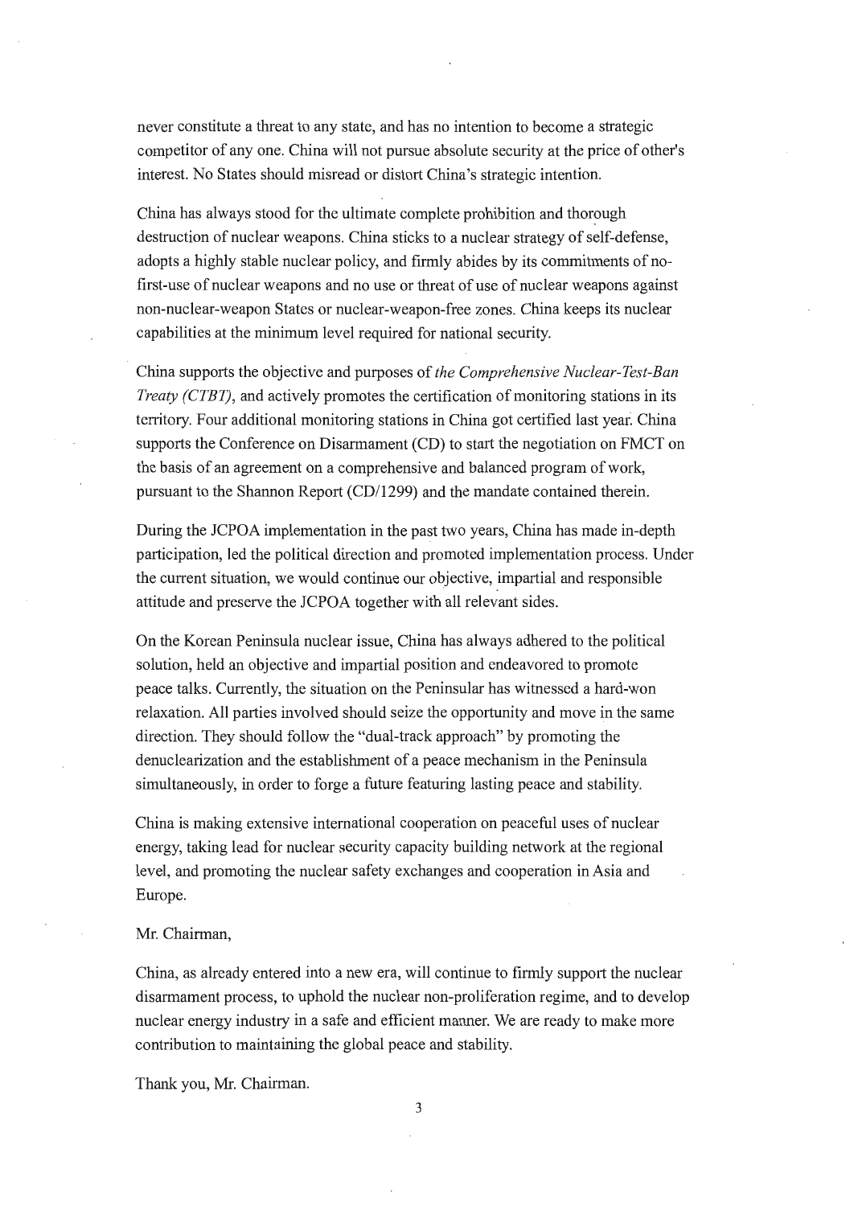never constitute a threat to any state, and has no intention to become a strategic competitor of any one. China will not pursue absolute security at the price of other's interest. No States should misread or distort China's strategic intention.

China has always stood for the ultimate complete prohibition and thorough destruction of nuclear weapons. China sticks to a nuclear strategy of self-defense, adopts a highly stable nuclear policy, and firmly abides by its commitments of no-first-use of nuclear weapons and no use or threat of use of nuclear weapons against non-nuclear-weapon States or nuclear-weapon-free zones. China keeps its nuclear capabilities at the minimum level required for national security.

China supports the objective and purposes of *the Comprehensive Nuclear-Test-Ban Treaty (CTBT)*, and actively promotes the certification of monitoring stations in its territory. Four additional monitoring stations in China got certified last year. China supports the Conference on Disarmament (CD) to start the negotiation on FMCT on the basis of an agreement on a comprehensive and balanced program of work, pursuant to the Shannon Report (CD/1299) and the mandate contained therein.

During the JCPOA implementation in the past two years, China has made in-depth participation, led the political direction and promoted implementation process. Under the current situation, we would continue our objective, impartial and responsible attitude and preserve the JCPOA together with all relevant sides.

On the Korean Peninsula nuclear issue, China has always adhered to the political solution, held an objective and impartial position and endeavored to promote peace talks. Currently, the situation on the Peninsular has witnessed a hard-won relaxation. All parties involved should seize the opportunity and move in the same direction. They should follow the "dual-track approach" by promoting the denuclearization and the establishment of a peace mechanism in the Peninsula simultaneously, in order to forge a future featuring lasting peace and stability.

China is making extensive international cooperation on peaceful uses of nuclear energy, taking lead for nuclear security capacity building network at the regional level, and promoting the nuclear safety exchanges and cooperation in Asia and Europe.

Mr. Chairman,

China, as already entered into a new era, will continue to firmly support the nuclear disarmament process, to uphold the nuclear non-proliferation regime, and to develop nuclear energy industry in a safe and efficient manner. We are ready to make more contribution to maintaining the global peace and stability.

Thank you, Mr. Chairman.